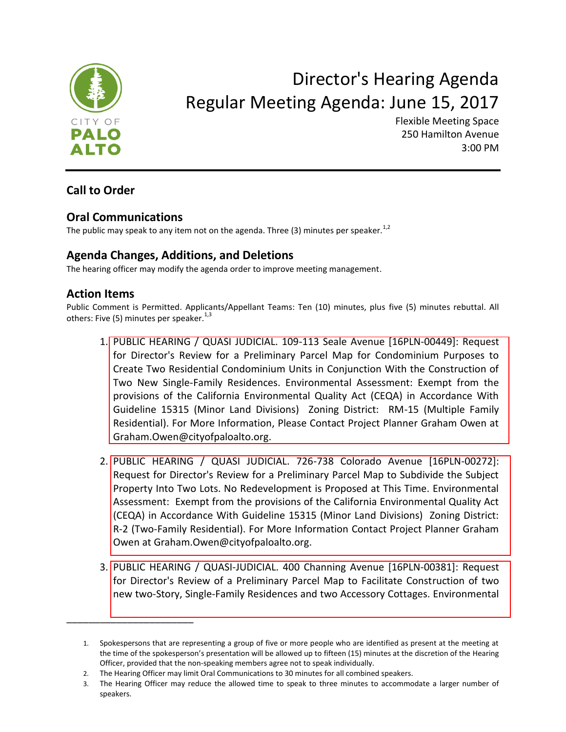CITY OF PALO ALTO

# Director's Hearing Agenda
# Regular Meeting Agenda: June 15, 2017

Flexible Meeting Space
250 Hamilton Avenue
3:00 PM

## Call to Order

## Oral Communications

The public may speak to any item not on the agenda. Three (3) minutes per speaker.[1,2]

## Agenda Changes, Additions, and Deletions

The hearing officer may modify the agenda order to improve meeting management.

## Action Items

Public Comment is Permitted. Applicants/Appellant Teams: Ten (10) minutes, plus five (5) minutes rebuttal. All others: Five (5) minutes per speaker.[1,3]

1. PUBLIC HEARING / QUASI JUDICIAL. 109-113 Seale Avenue [16PLN-00449]: Request for Director's Review for a Preliminary Parcel Map for Condominium Purposes to Create Two Residential Condominium Units in Conjunction With the Construction of Two New Single-Family Residences. Environmental Assessment: Exempt from the provisions of the California Environmental Quality Act (CEQA) in Accordance With Guideline 15315 (Minor Land Divisions) Zoning District: RM-15 (Multiple Family Residential). For More Information, Please Contact Project Planner Graham Owen at Graham.Owen@cityofpaloalto.org.

2. PUBLIC HEARING / QUASI JUDICIAL. 726-738 Colorado Avenue [16PLN-00272]: Request for Director's Review for a Preliminary Parcel Map to Subdivide the Subject Property Into Two Lots. No Redevelopment is Proposed at This Time. Environmental Assessment: Exempt from the provisions of the California Environmental Quality Act (CEQA) in Accordance With Guideline 15315 (Minor Land Divisions) Zoning District: R-2 (Two-Family Residential). For More Information Contact Project Planner Graham Owen at Graham.Owen@cityofpaloalto.org.

3. PUBLIC HEARING / QUASI-JUDICIAL. 400 Channing Avenue [16PLN-00381]: Request for Director's Review of a Preliminary Parcel Map to Facilitate Construction of two new two-Story, Single-Family Residences and two Accessory Cottages. Environmental

---

1. Spokespersons that are representing a group of five or more people who are identified as present at the meeting at the time of the spokesperson's presentation will be allowed up to fifteen (15) minutes at the discretion of the Hearing Officer, provided that the non-speaking members agree not to speak individually.
2. The Hearing Officer may limit Oral Communications to 30 minutes for all combined speakers.
3. The Hearing Officer may reduce the allowed time to speak to three minutes to accommodate a larger number of speakers.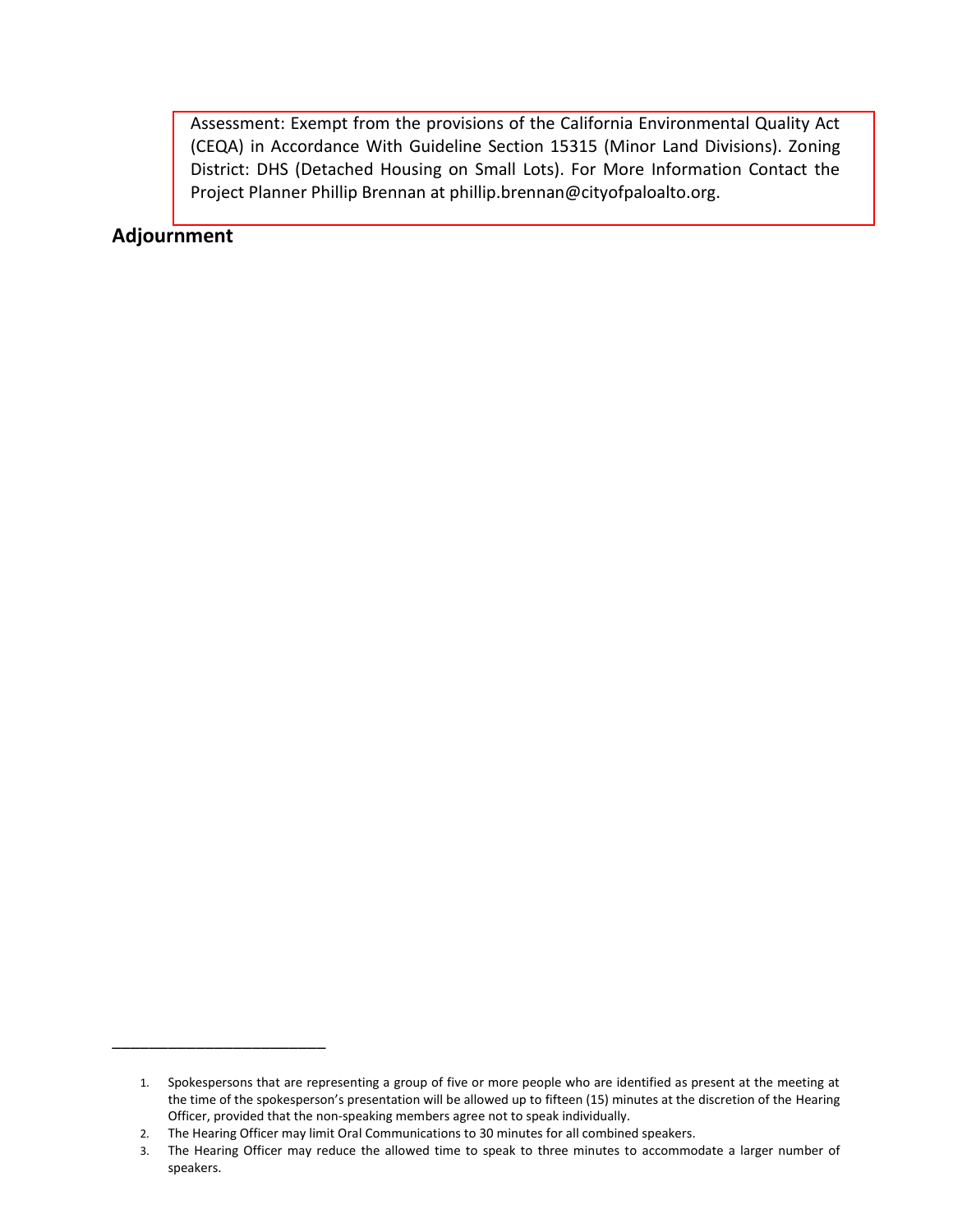Assessment: Exempt from the provisions of the California Environmental Quality Act (CEQA) in Accordance With Guideline Section 15315 (Minor Land Divisions). Zoning District: DHS (Detached Housing on Small Lots). For More Information Contact the Project Planner Phillip Brennan at phillip.brennan@cityofpaloalto.org.

## Adjournment

---

1. Spokespersons that are representing a group of five or more people who are identified as present at the meeting at the time of the spokesperson's presentation will be allowed up to fifteen (15) minutes at the discretion of the Hearing Officer, provided that the non-speaking members agree not to speak individually.
2. The Hearing Officer may limit Oral Communications to 30 minutes for all combined speakers.
3. The Hearing Officer may reduce the allowed time to speak to three minutes to accommodate a larger number of speakers.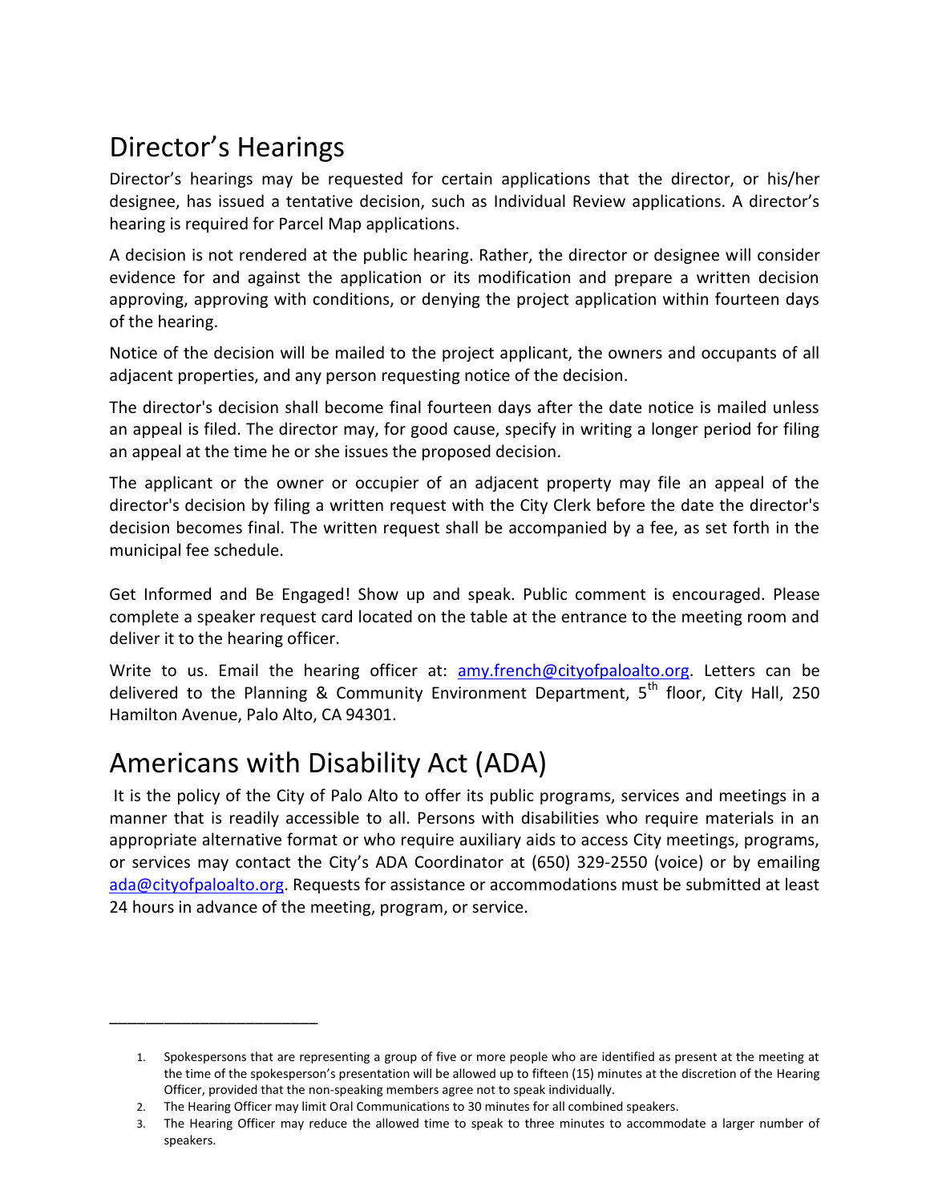## Director's Hearings

Director's hearings may be requested for certain applications that the director, or his/her designee, has issued a tentative decision, such as Individual Review applications. A director's hearing is required for Parcel Map applications.

A decision is not rendered at the public hearing. Rather, the director or designee will consider evidence for and against the application or its modification and prepare a written decision approving, approving with conditions, or denying the project application within fourteen days of the hearing.

Notice of the decision will be mailed to the project applicant, the owners and occupants of all adjacent properties, and any person requesting notice of the decision.

The director's decision shall become final fourteen days after the date notice is mailed unless an appeal is filed. The director may, for good cause, specify in writing a longer period for filing an appeal at the time he or she issues the proposed decision.

The applicant or the owner or occupier of an adjacent property may file an appeal of the director's decision by filing a written request with the City Clerk before the date the director's decision becomes final. The written request shall be accompanied by a fee, as set forth in the municipal fee schedule.

Get Informed and Be Engaged! Show up and speak. Public comment is encouraged. Please complete a speaker request card located on the table at the entrance to the meeting room and deliver it to the hearing officer.

Write to us. Email the hearing officer at: amy.french@cityofpaloalto.org. Letters can be delivered to the Planning & Community Environment Department, 5th floor, City Hall, 250 Hamilton Avenue, Palo Alto, CA 94301.

## Americans with Disability Act (ADA)

It is the policy of the City of Palo Alto to offer its public programs, services and meetings in a manner that is readily accessible to all. Persons with disabilities who require materials in an appropriate alternative format or who require auxiliary aids to access City meetings, programs, or services may contact the City's ADA Coordinator at (650) 329-2550 (voice) or by emailing ada@cityofpaloalto.org. Requests for assistance or accommodations must be submitted at least 24 hours in advance of the meeting, program, or service.

---

1. Spokespersons that are representing a group of five or more people who are identified as present at the meeting at the time of the spokesperson's presentation will be allowed up to fifteen (15) minutes at the discretion of the Hearing Officer, provided that the non-speaking members agree not to speak individually.
2. The Hearing Officer may limit Oral Communications to 30 minutes for all combined speakers.
3. The Hearing Officer may reduce the allowed time to speak to three minutes to accommodate a larger number of speakers.